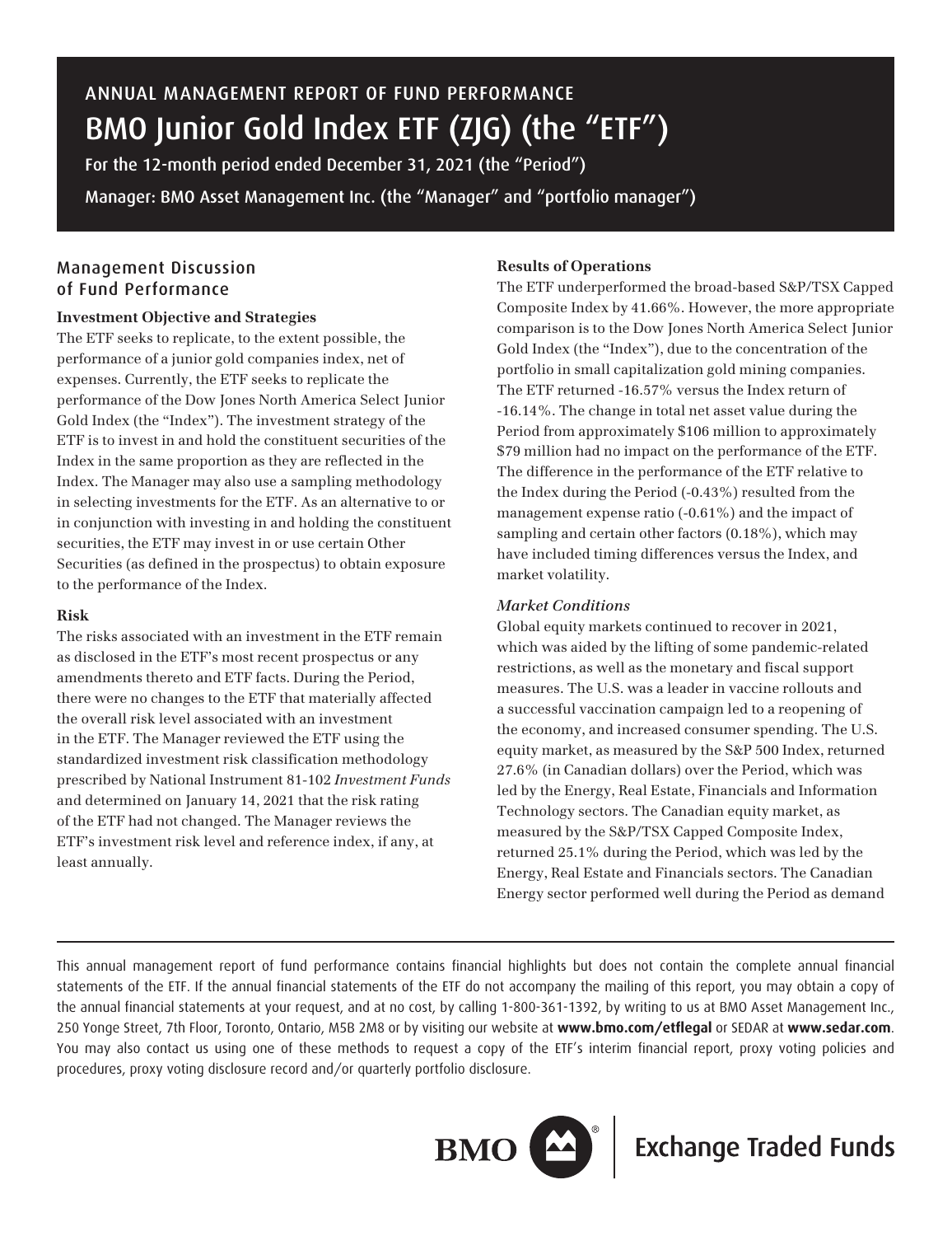# ANNUAL MANAGEMENT REPORT OF FUND PERFORMANCE

# BMO Junior Gold Index ETF (ZJG) (the "ETF")

For the 12-month period ended December 31, 2021 (the "Period")

Manager: BMO Asset Management Inc. (the "Manager" and "portfolio manager")

## Management Discussion of Fund Performance

### Investment Objective and Strategies

The ETF seeks to replicate, to the extent possible, the performance of a junior gold companies index, net of expenses. Currently, the ETF seeks to replicate the performance of the Dow Jones North America Select Junior Gold Index (the "Index"). The investment strategy of the ETF is to invest in and hold the constituent securities of the Index in the same proportion as they are reflected in the Index. The Manager may also use a sampling methodology in selecting investments for the ETF. As an alternative to or in conjunction with investing in and holding the constituent securities, the ETF may invest in or use certain Other Securities (as defined in the prospectus) to obtain exposure to the performance of the Index.

### Risk

The risks associated with an investment in the ETF remain as disclosed in the ETF's most recent prospectus or any amendments thereto and ETF facts. During the Period, there were no changes to the ETF that materially affected the overall risk level associated with an investment in the ETF. The Manager reviewed the ETF using the standardized investment risk classification methodology prescribed by National Instrument 81-102 *Investment Funds* and determined on January 14, 2021 that the risk rating of the ETF had not changed. The Manager reviews the ETF's investment risk level and reference index, if any, at least annually.

### Results of Operations

The ETF underperformed the broad-based S&P/TSX Capped Composite Index by 41.66%. However, the more appropriate comparison is to the Dow Jones North America Select Junior Gold Index (the "Index"), due to the concentration of the portfolio in small capitalization gold mining companies. The ETF returned -16.57% versus the Index return of -16.14%. The change in total net asset value during the Period from approximately $106 million to approximately $79 million had no impact on the performance of the ETF. The difference in the performance of the ETF relative to the Index during the Period (-0.43%) resulted from the management expense ratio (-0.61%) and the impact of sampling and certain other factors (0.18%), which may have included timing differences versus the Index, and market volatility.

#### *Market Conditions*

Global equity markets continued to recover in 2021, which was aided by the lifting of some pandemic-related restrictions, as well as the monetary and fiscal support measures. The U.S. was a leader in vaccine rollouts and a successful vaccination campaign led to a reopening of the economy, and increased consumer spending. The U.S. equity market, as measured by the S&P 500 Index, returned 27.6% (in Canadian dollars) over the Period, which was led by the Energy, Real Estate, Financials and Information Technology sectors. The Canadian equity market, as measured by the S&P/TSX Capped Composite Index, returned 25.1% during the Period, which was led by the Energy, Real Estate and Financials sectors. The Canadian Energy sector performed well during the Period as demand

---

This annual management report of fund performance contains financial highlights but does not contain the complete annual financial statements of the ETF. If the annual financial statements of the ETF do not accompany the mailing of this report, you may obtain a copy of the annual financial statements at your request, and at no cost, by calling 1-800-361-1392, by writing to us at BMO Asset Management Inc., 250 Yonge Street, 7th Floor, Toronto, Ontario, M5B 2M8 or by visiting our website at **www.bmo.com/etflegal** or SEDAR at **www.sedar.com**. You may also contact us using one of these methods to request a copy of the ETF's interim financial report, proxy voting policies and procedures, proxy voting disclosure record and/or quarterly portfolio disclosure.

BMO Exchange Traded Funds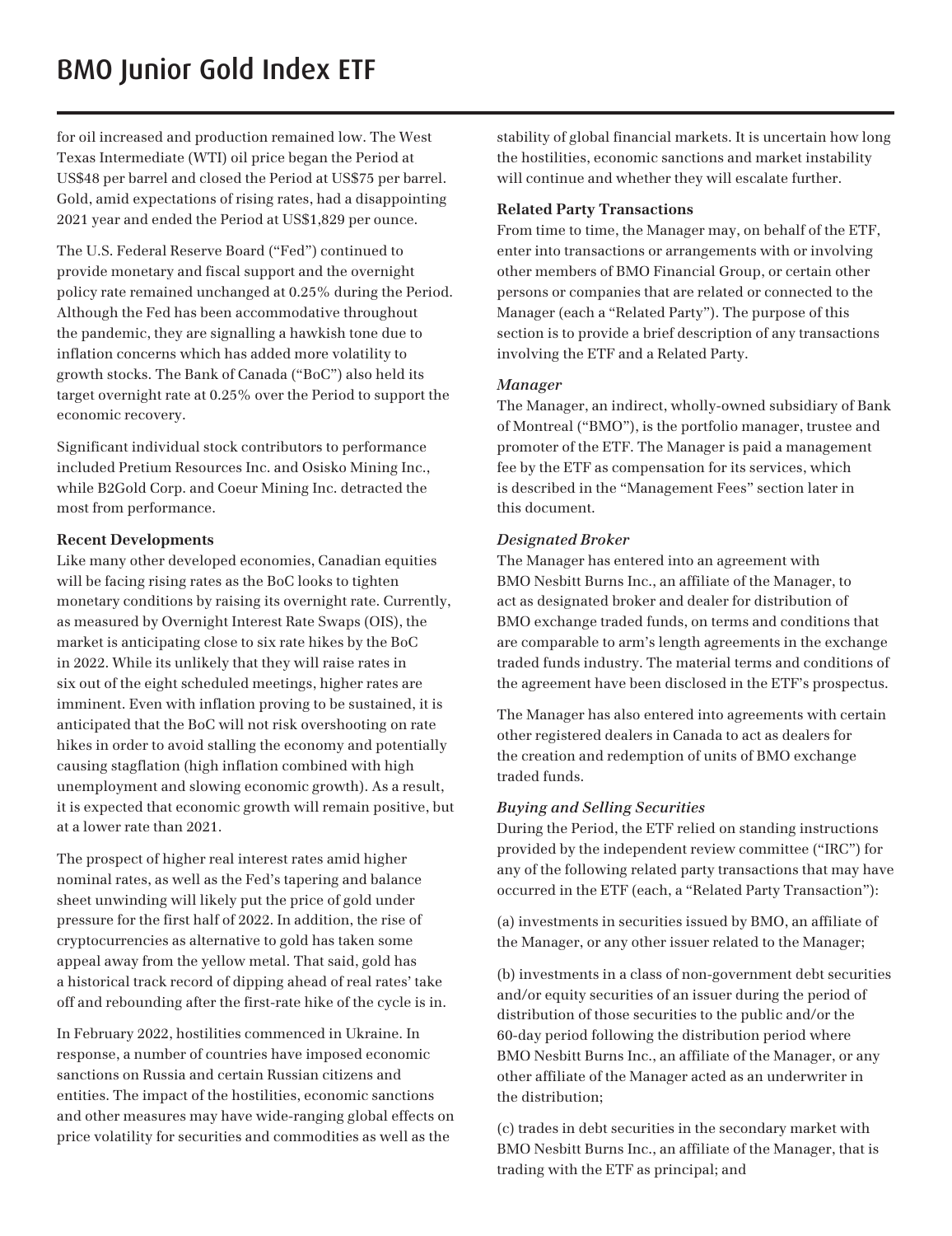for oil increased and production remained low. The West Texas Intermediate (WTI) oil price began the Period at US$48 per barrel and closed the Period at US$75 per barrel. Gold, amid expectations of rising rates, had a disappointing 2021 year and ended the Period at US$1,829 per ounce.

The U.S. Federal Reserve Board ("Fed") continued to provide monetary and fiscal support and the overnight policy rate remained unchanged at 0.25% during the Period. Although the Fed has been accommodative throughout the pandemic, they are signalling a hawkish tone due to inflation concerns which has added more volatility to growth stocks. The Bank of Canada ("BoC") also held its target overnight rate at 0.25% over the Period to support the economic recovery.

Significant individual stock contributors to performance included Pretium Resources Inc. and Osisko Mining Inc., while B2Gold Corp. and Coeur Mining Inc. detracted the most from performance.

**Recent Developments**

Like many other developed economies, Canadian equities will be facing rising rates as the BoC looks to tighten monetary conditions by raising its overnight rate. Currently, as measured by Overnight Interest Rate Swaps (OIS), the market is anticipating close to six rate hikes by the BoC in 2022. While its unlikely that they will raise rates in six out of the eight scheduled meetings, higher rates are imminent. Even with inflation proving to be sustained, it is anticipated that the BoC will not risk overshooting on rate hikes in order to avoid stalling the economy and potentially causing stagflation (high inflation combined with high unemployment and slowing economic growth). As a result, it is expected that economic growth will remain positive, but at a lower rate than 2021.

The prospect of higher real interest rates amid higher nominal rates, as well as the Fed's tapering and balance sheet unwinding will likely put the price of gold under pressure for the first half of 2022. In addition, the rise of cryptocurrencies as alternative to gold has taken some appeal away from the yellow metal. That said, gold has a historical track record of dipping ahead of real rates' take off and rebounding after the first-rate hike of the cycle is in.

In February 2022, hostilities commenced in Ukraine. In response, a number of countries have imposed economic sanctions on Russia and certain Russian citizens and entities. The impact of the hostilities, economic sanctions and other measures may have wide-ranging global effects on price volatility for securities and commodities as well as the stability of global financial markets. It is uncertain how long the hostilities, economic sanctions and market instability will continue and whether they will escalate further.

**Related Party Transactions**

From time to time, the Manager may, on behalf of the ETF, enter into transactions or arrangements with or involving other members of BMO Financial Group, or certain other persons or companies that are related or connected to the Manager (each a "Related Party"). The purpose of this section is to provide a brief description of any transactions involving the ETF and a Related Party.

*Manager*

The Manager, an indirect, wholly-owned subsidiary of Bank of Montreal ("BMO"), is the portfolio manager, trustee and promoter of the ETF. The Manager is paid a management fee by the ETF as compensation for its services, which is described in the "Management Fees" section later in this document.

*Designated Broker*

The Manager has entered into an agreement with BMO Nesbitt Burns Inc., an affiliate of the Manager, to act as designated broker and dealer for distribution of BMO exchange traded funds, on terms and conditions that are comparable to arm's length agreements in the exchange traded funds industry. The material terms and conditions of the agreement have been disclosed in the ETF's prospectus.

The Manager has also entered into agreements with certain other registered dealers in Canada to act as dealers for the creation and redemption of units of BMO exchange traded funds.

*Buying and Selling Securities*

During the Period, the ETF relied on standing instructions provided by the independent review committee ("IRC") for any of the following related party transactions that may have occurred in the ETF (each, a "Related Party Transaction"):

(a) investments in securities issued by BMO, an affiliate of the Manager, or any other issuer related to the Manager;

(b) investments in a class of non-government debt securities and/or equity securities of an issuer during the period of distribution of those securities to the public and/or the 60-day period following the distribution period where BMO Nesbitt Burns Inc., an affiliate of the Manager, or any other affiliate of the Manager acted as an underwriter in the distribution;

(c) trades in debt securities in the secondary market with BMO Nesbitt Burns Inc., an affiliate of the Manager, that is trading with the ETF as principal; and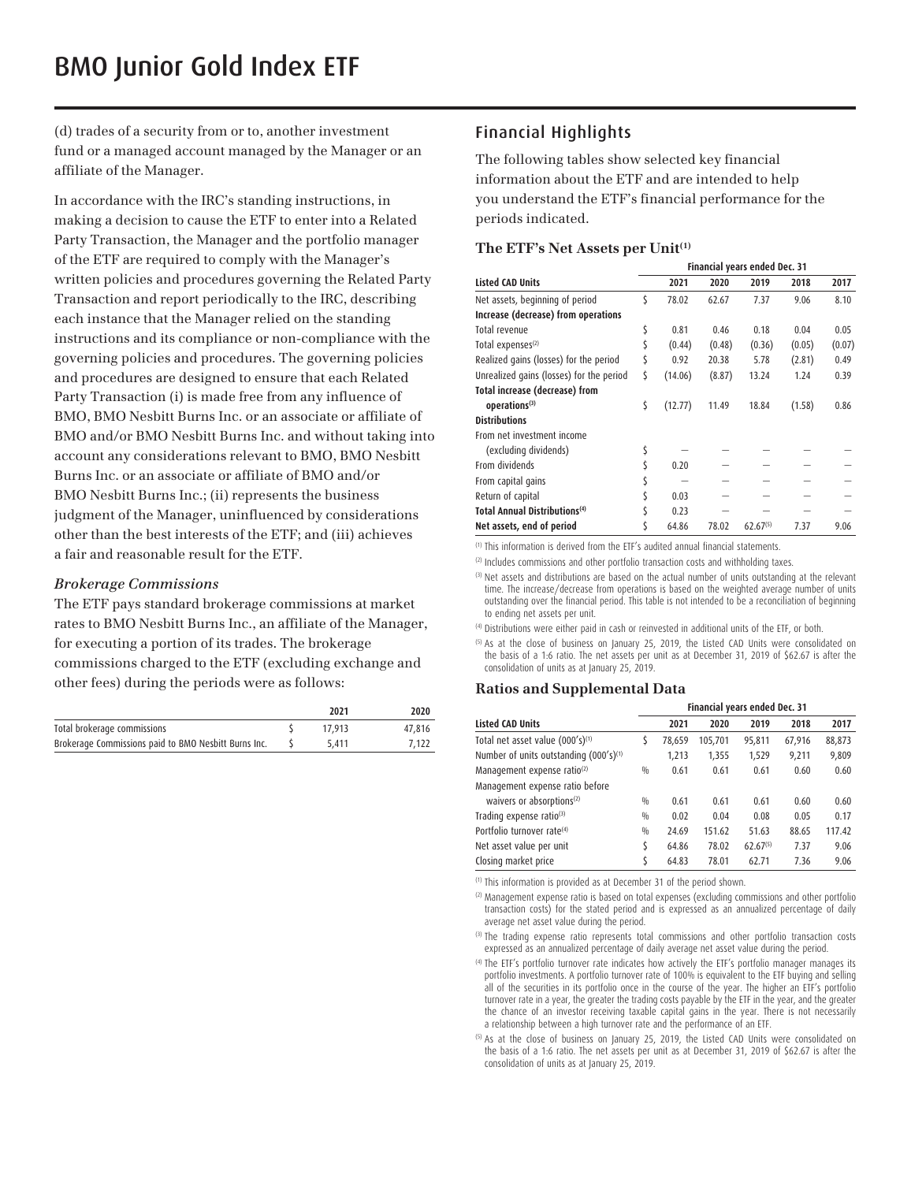# BMO Junior Gold Index ETF

(d) trades of a security from or to, another investment fund or a managed account managed by the Manager or an affiliate of the Manager.

In accordance with the IRC's standing instructions, in making a decision to cause the ETF to enter into a Related Party Transaction, the Manager and the portfolio manager of the ETF are required to comply with the Manager's written policies and procedures governing the Related Party Transaction and report periodically to the IRC, describing each instance that the Manager relied on the standing instructions and its compliance or non-compliance with the governing policies and procedures. The governing policies and procedures are designed to ensure that each Related Party Transaction (i) is made free from any influence of BMO, BMO Nesbitt Burns Inc. or an associate or affiliate of BMO and/or BMO Nesbitt Burns Inc. and without taking into account any considerations relevant to BMO, BMO Nesbitt Burns Inc. or an associate or affiliate of BMO and/or BMO Nesbitt Burns Inc.; (ii) represents the business judgment of the Manager, uninfluenced by considerations other than the best interests of the ETF; and (iii) achieves a fair and reasonable result for the ETF.

### *Brokerage Commissions*

The ETF pays standard brokerage commissions at market rates to BMO Nesbitt Burns Inc., an affiliate of the Manager, for executing a portion of its trades. The brokerage commissions charged to the ETF (excluding exchange and other fees) during the periods were as follows:

| | | 2021 | 2020 |
|---|---|---|---|
| Total brokerage commissions | $ | 17,913 | 47,816 |
| Brokerage Commissions paid to BMO Nesbitt Burns Inc. | $ | 5,411 | 7,122 |

## Financial Highlights

The following tables show selected key financial information about the ETF and are intended to help you understand the ETF's financial performance for the periods indicated.

### The ETF's Net Assets per Unit[1]

| | | Financial years ended Dec. 31 | | | | |
|---|---|---|---|---|---|---|
| **Listed CAD Units** | | **2021** | **2020** | **2019** | **2018** | **2017** |
| Net assets, beginning of period | $ | 78.02 | 62.67 | 7.37 | 9.06 | 8.10 |
| **Increase (decrease) from operations** | | | | | | |
| Total revenue | $ | 0.81 | 0.46 | 0.18 | 0.04 | 0.05 |
| Total expenses[2] | $ | (0.44) | (0.48) | (0.36) | (0.05) | (0.07) |
| Realized gains (losses) for the period | $ | 0.92 | 20.38 | 5.78 | (2.81) | 0.49 |
| Unrealized gains (losses) for the period | $ | (14.06) | (8.87) | 13.24 | 1.24 | 0.39 |
| **Total increase (decrease) from operations[3]** | $ | (12.77) | 11.49 | 18.84 | (1.58) | 0.86 |
| **Distributions** | | | | | | |
| From net investment income (excluding dividends) | $ | — | — | — | — | — |
| From dividends | $ | 0.20 | — | — | — | — |
| From capital gains | $ | — | — | — | — | — |
| Return of capital | $ | 0.03 | — | — | — | — |
| **Total Annual Distributions[4]** | $ | 0.23 | — | — | — | — |
| **Net assets, end of period** | $ | 64.86 | 78.02 | 62.67[5] | 7.37 | 9.06 |

[1] This information is derived from the ETF's audited annual financial statements.

[2] Includes commissions and other portfolio transaction costs and withholding taxes.

[3] Net assets and distributions are based on the actual number of units outstanding at the relevant time. The increase/decrease from operations is based on the weighted average number of units outstanding over the financial period. This table is not intended to be a reconciliation of beginning to ending net assets per unit.

[4] Distributions were either paid in cash or reinvested in additional units of the ETF, or both.

[5] As at the close of business on January 25, 2019, the Listed CAD Units were consolidated on the basis of a 1:6 ratio. The net assets per unit as at December 31, 2019 of $62.67 is after the consolidation of units as at January 25, 2019.

### Ratios and Supplemental Data

| | | Financial years ended Dec. 31 | | | | |
|---|---|---|---|---|---|---|
| **Listed CAD Units** | | **2021** | **2020** | **2019** | **2018** | **2017** |
| Total net asset value (000's)[1] | $ | 78,659 | 105,701 | 95,811 | 67,916 | 88,873 |
| Number of units outstanding (000's)[1] | | 1,213 | 1,355 | 1,529 | 9,211 | 9,809 |
| Management expense ratio[2] | % | 0.61 | 0.61 | 0.61 | 0.60 | 0.60 |
| Management expense ratio before waivers or absorptions[2] | % | 0.61 | 0.61 | 0.61 | 0.60 | 0.60 |
| Trading expense ratio[3] | % | 0.02 | 0.04 | 0.08 | 0.05 | 0.17 |
| Portfolio turnover rate[4] | % | 24.69 | 151.62 | 51.63 | 88.65 | 117.42 |
| Net asset value per unit | $ | 64.86 | 78.02 | 62.67[5] | 7.37 | 9.06 |
| Closing market price | $ | 64.83 | 78.01 | 62.71 | 7.36 | 9.06 |

[1] This information is provided as at December 31 of the period shown.

[2] Management expense ratio is based on total expenses (excluding commissions and other portfolio transaction costs) for the stated period and is expressed as an annualized percentage of daily average net asset value during the period.

[3] The trading expense ratio represents total commissions and other portfolio transaction costs expressed as an annualized percentage of daily average net asset value during the period.

[4] The ETF's portfolio turnover rate indicates how actively the ETF's portfolio manager manages its portfolio investments. A portfolio turnover rate of 100% is equivalent to the ETF buying and selling all of the securities in its portfolio once in the course of the year. The higher an ETF's portfolio turnover rate in a year, the greater the trading costs payable by the ETF in the year, and the greater the chance of an investor receiving taxable capital gains in the year. There is not necessarily a relationship between a high turnover rate and the performance of an ETF.

[5] As at the close of business on January 25, 2019, the Listed CAD Units were consolidated on the basis of a 1:6 ratio. The net assets per unit as at December 31, 2019 of $62.67 is after the consolidation of units as at January 25, 2019.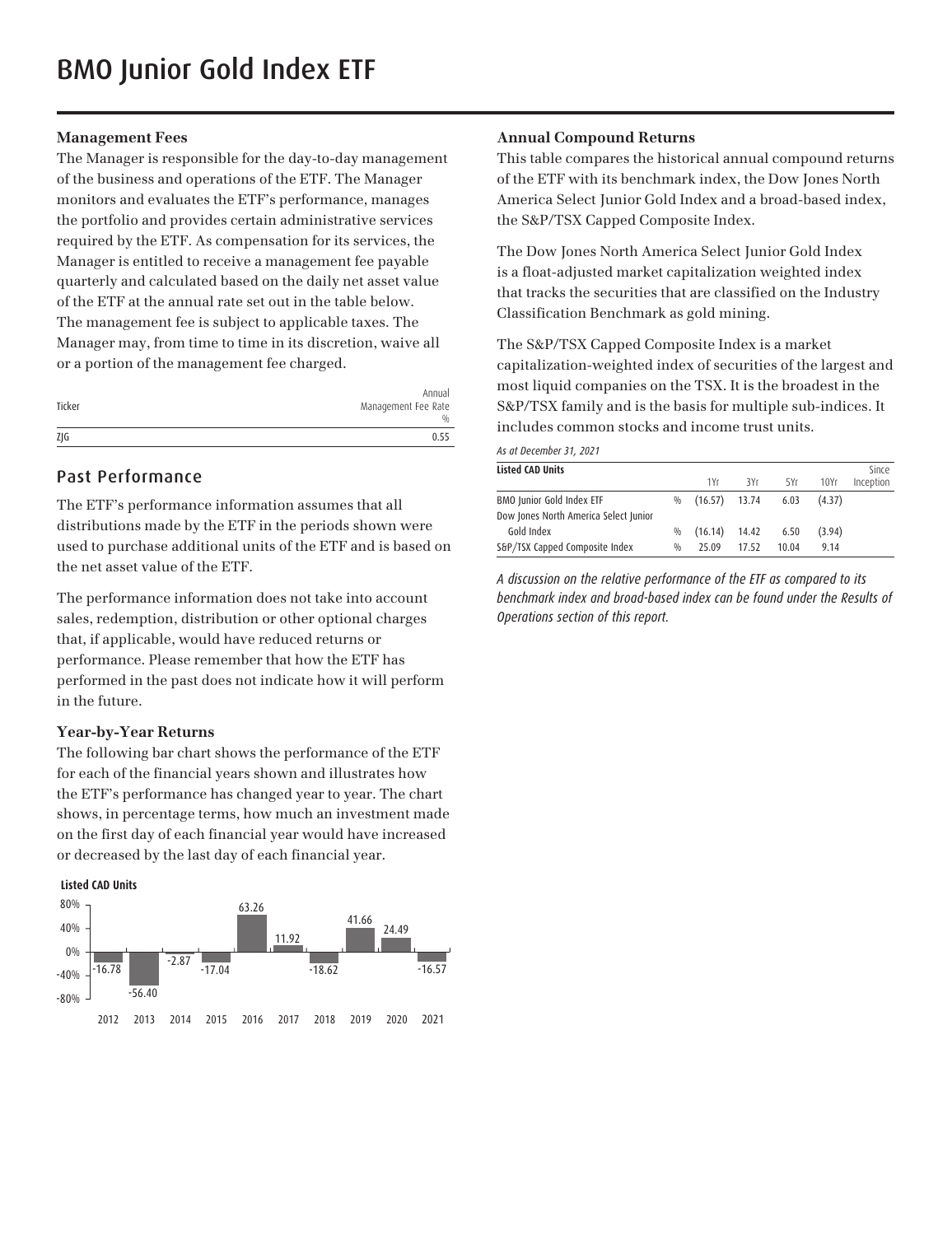# BMO Junior Gold Index ETF

### Management Fees

The Manager is responsible for the day-to-day management of the business and operations of the ETF. The Manager monitors and evaluates the ETF's performance, manages the portfolio and provides certain administrative services required by the ETF. As compensation for its services, the Manager is entitled to receive a management fee payable quarterly and calculated based on the daily net asset value of the ETF at the annual rate set out in the table below. The management fee is subject to applicable taxes. The Manager may, from time to time in its discretion, waive all or a portion of the management fee charged.

| Ticker | Annual Management Fee Rate % |
|---|---|
| ZJG | 0.55 |

## Past Performance

The ETF's performance information assumes that all distributions made by the ETF in the periods shown were used to purchase additional units of the ETF and is based on the net asset value of the ETF.

The performance information does not take into account sales, redemption, distribution or other optional charges that, if applicable, would have reduced returns or performance. Please remember that how the ETF has performed in the past does not indicate how it will perform in the future.

### Year-by-Year Returns

The following bar chart shows the performance of the ETF for each of the financial years shown and illustrates how the ETF's performance has changed year to year. The chart shows, in percentage terms, how much an investment made on the first day of each financial year would have increased or decreased by the last day of each financial year.

**Listed CAD Units**

| Year | 2012 | 2013 | 2014 | 2015 | 2016 | 2017 | 2018 | 2019 | 2020 | 2021 |
|---|---|---|---|---|---|---|---|---|---|---|
| % | -16.78 | -56.40 | -2.87 | -17.04 | 63.26 | 11.92 | -18.62 | 41.66 | 24.49 | -16.57 |

### Annual Compound Returns

This table compares the historical annual compound returns of the ETF with its benchmark index, the Dow Jones North America Select Junior Gold Index and a broad-based index, the S&P/TSX Capped Composite Index.

The Dow Jones North America Select Junior Gold Index is a float-adjusted market capitalization weighted index that tracks the securities that are classified on the Industry Classification Benchmark as gold mining.

The S&P/TSX Capped Composite Index is a market capitalization-weighted index of securities of the largest and most liquid companies on the TSX. It is the broadest in the S&P/TSX family and is the basis for multiple sub-indices. It includes common stocks and income trust units.

*As at December 31, 2021*

| Listed CAD Units | | 1Yr | 3Yr | 5Yr | 10Yr | Since Inception |
|---|---|---|---|---|---|---|
| BMO Junior Gold Index ETF | % | (16.57) | 13.74 | 6.03 | (4.37) | |
| Dow Jones North America Select Junior Gold Index | % | (16.14) | 14.42 | 6.50 | (3.94) | |
| S&P/TSX Capped Composite Index | % | 25.09 | 17.52 | 10.04 | 9.14 | |

*A discussion on the relative performance of the ETF as compared to its benchmark index and broad-based index can be found under the Results of Operations section of this report.*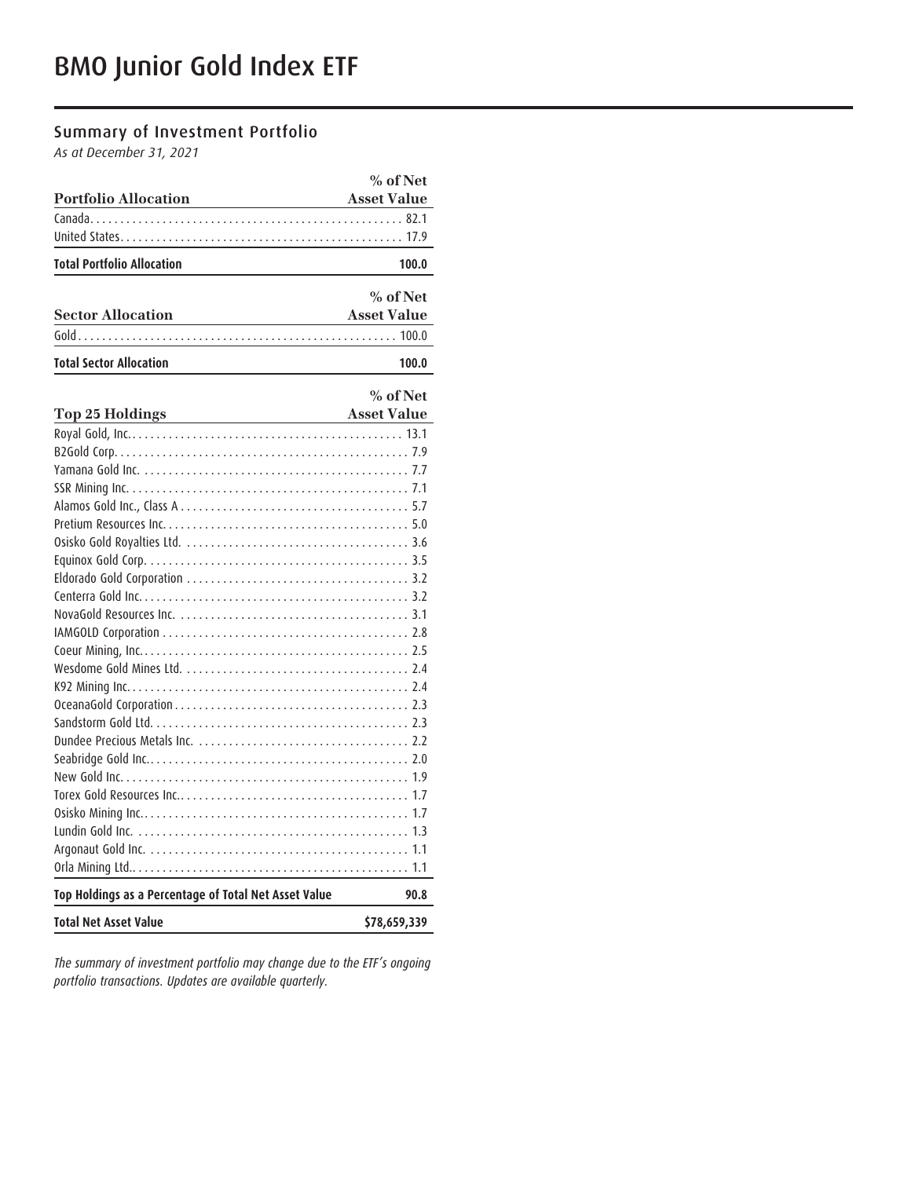# BMO Junior Gold Index ETF

## Summary of Investment Portfolio

*As at December 31, 2021*

| Portfolio Allocation | % of Net Asset Value |
| --- | --- |
| Canada | 82.1 |
| United States | 17.9 |
| **Total Portfolio Allocation** | **100.0** |

| Sector Allocation | % of Net Asset Value |
| --- | --- |
| Gold | 100.0 |
| **Total Sector Allocation** | **100.0** |

| Top 25 Holdings | % of Net Asset Value |
| --- | --- |
| Royal Gold, Inc. | 13.1 |
| B2Gold Corp. | 7.9 |
| Yamana Gold Inc. | 7.7 |
| SSR Mining Inc. | 7.1 |
| Alamos Gold Inc., Class A | 5.7 |
| Pretium Resources Inc. | 5.0 |
| Osisko Gold Royalties Ltd. | 3.6 |
| Equinox Gold Corp. | 3.5 |
| Eldorado Gold Corporation | 3.2 |
| Centerra Gold Inc. | 3.2 |
| NovaGold Resources Inc. | 3.1 |
| IAMGOLD Corporation | 2.8 |
| Coeur Mining, Inc. | 2.5 |
| Wesdome Gold Mines Ltd. | 2.4 |
| K92 Mining Inc. | 2.4 |
| OceanaGold Corporation | 2.3 |
| Sandstorm Gold Ltd. | 2.3 |
| Dundee Precious Metals Inc. | 2.2 |
| Seabridge Gold Inc. | 2.0 |
| New Gold Inc. | 1.9 |
| Torex Gold Resources Inc. | 1.7 |
| Osisko Mining Inc. | 1.7 |
| Lundin Gold Inc. | 1.3 |
| Argonaut Gold Inc. | 1.1 |
| Orla Mining Ltd. | 1.1 |
| **Top Holdings as a Percentage of Total Net Asset Value** | **90.8** |
| **Total Net Asset Value** | **$78,659,339** |

*The summary of investment portfolio may change due to the ETF's ongoing portfolio transactions. Updates are available quarterly.*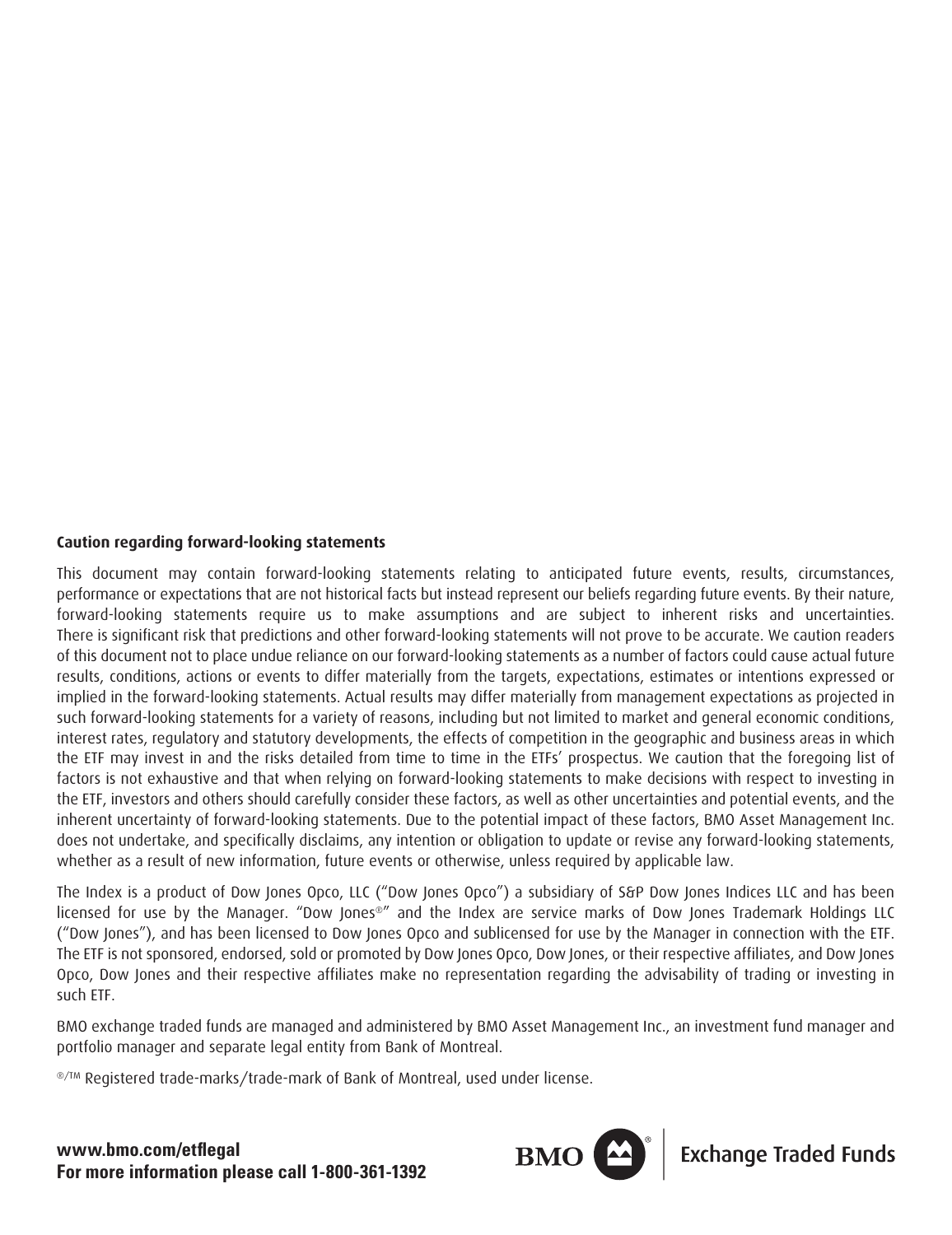**Caution regarding forward-looking statements**

This document may contain forward-looking statements relating to anticipated future events, results, circumstances, performance or expectations that are not historical facts but instead represent our beliefs regarding future events. By their nature, forward-looking statements require us to make assumptions and are subject to inherent risks and uncertainties. There is significant risk that predictions and other forward-looking statements will not prove to be accurate. We caution readers of this document not to place undue reliance on our forward-looking statements as a number of factors could cause actual future results, conditions, actions or events to differ materially from the targets, expectations, estimates or intentions expressed or implied in the forward-looking statements. Actual results may differ materially from management expectations as projected in such forward-looking statements for a variety of reasons, including but not limited to market and general economic conditions, interest rates, regulatory and statutory developments, the effects of competition in the geographic and business areas in which the ETF may invest in and the risks detailed from time to time in the ETFs' prospectus. We caution that the foregoing list of factors is not exhaustive and that when relying on forward-looking statements to make decisions with respect to investing in the ETF, investors and others should carefully consider these factors, as well as other uncertainties and potential events, and the inherent uncertainty of forward-looking statements. Due to the potential impact of these factors, BMO Asset Management Inc. does not undertake, and specifically disclaims, any intention or obligation to update or revise any forward-looking statements, whether as a result of new information, future events or otherwise, unless required by applicable law.

The Index is a product of Dow Jones Opco, LLC ("Dow Jones Opco") a subsidiary of S&P Dow Jones Indices LLC and has been licensed for use by the Manager. "Dow Jones®" and the Index are service marks of Dow Jones Trademark Holdings LLC ("Dow Jones"), and has been licensed to Dow Jones Opco and sublicensed for use by the Manager in connection with the ETF. The ETF is not sponsored, endorsed, sold or promoted by Dow Jones Opco, Dow Jones, or their respective affiliates, and Dow Jones Opco, Dow Jones and their respective affiliates make no representation regarding the advisability of trading or investing in such ETF.

BMO exchange traded funds are managed and administered by BMO Asset Management Inc., an investment fund manager and portfolio manager and separate legal entity from Bank of Montreal.

®/™ Registered trade-marks/trade-mark of Bank of Montreal, used under license.

**www.bmo.com/etflegal**
**For more information please call 1-800-361-1392**

BMO Exchange Traded Funds